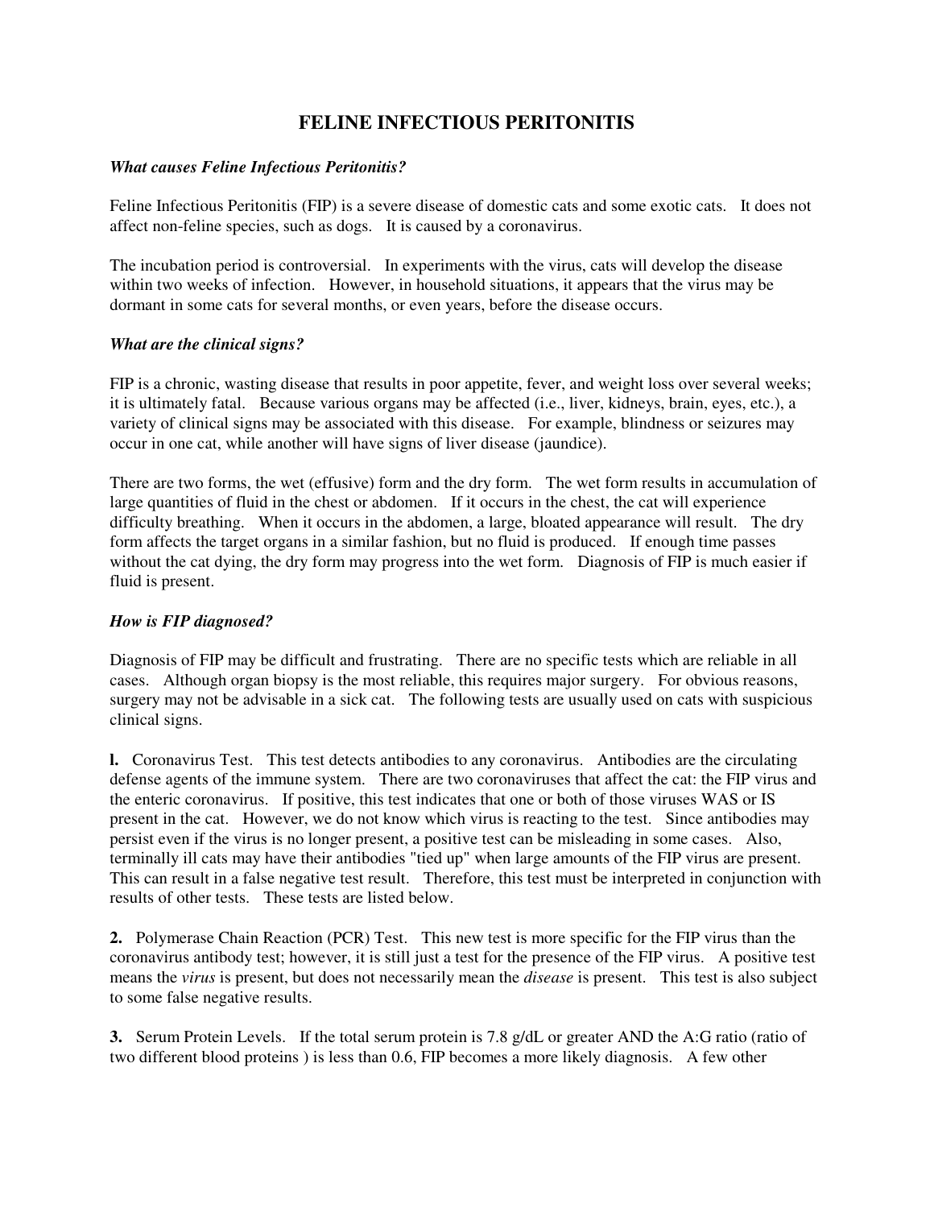# FELINE INFECTIOUS PERITONITIS

### *What causes Feline Infectious Peritonitis?*

Feline Infectious Peritonitis (FIP) is a severe disease of domestic cats and some exotic cats. It does not affect non-feline species, such as dogs. It is caused by a coronavirus.

The incubation period is controversial. In experiments with the virus, cats will develop the disease within two weeks of infection. However, in household situations, it appears that the virus may be dormant in some cats for several months, or even years, before the disease occurs.

### *What are the clinical signs?*

FIP is a chronic, wasting disease that results in poor appetite, fever, and weight loss over several weeks; it is ultimately fatal. Because various organs may be affected (i.e., liver, kidneys, brain, eyes, etc.), a variety of clinical signs may be associated with this disease. For example, blindness or seizures may occur in one cat, while another will have signs of liver disease (jaundice).

There are two forms, the wet (effusive) form and the dry form. The wet form results in accumulation of large quantities of fluid in the chest or abdomen. If it occurs in the chest, the cat will experience difficulty breathing. When it occurs in the abdomen, a large, bloated appearance will result. The dry form affects the target organs in a similar fashion, but no fluid is produced. If enough time passes without the cat dying, the dry form may progress into the wet form. Diagnosis of FIP is much easier if fluid is present.

### *How is FIP diagnosed?*

Diagnosis of FIP may be difficult and frustrating. There are no specific tests which are reliable in all cases. Although organ biopsy is the most reliable, this requires major surgery. For obvious reasons, surgery may not be advisable in a sick cat. The following tests are usually used on cats with suspicious clinical signs.

**l.** Coronavirus Test. This test detects antibodies to any coronavirus. Antibodies are the circulating defense agents of the immune system. There are two coronaviruses that affect the cat: the FIP virus and the enteric coronavirus. If positive, this test indicates that one or both of those viruses WAS or IS present in the cat. However, we do not know which virus is reacting to the test. Since antibodies may persist even if the virus is no longer present, a positive test can be misleading in some cases. Also, terminally ill cats may have their antibodies "tied up" when large amounts of the FIP virus are present. This can result in a false negative test result. Therefore, this test must be interpreted in conjunction with results of other tests. These tests are listed below.

**2.** Polymerase Chain Reaction (PCR) Test. This new test is more specific for the FIP virus than the coronavirus antibody test; however, it is still just a test for the presence of the FIP virus. A positive test means the *virus* is present, but does not necessarily mean the *disease* is present. This test is also subject to some false negative results.

**3.** Serum Protein Levels. If the total serum protein is 7.8 g/dL or greater AND the A:G ratio (ratio of two different blood proteins ) is less than 0.6, FIP becomes a more likely diagnosis. A few other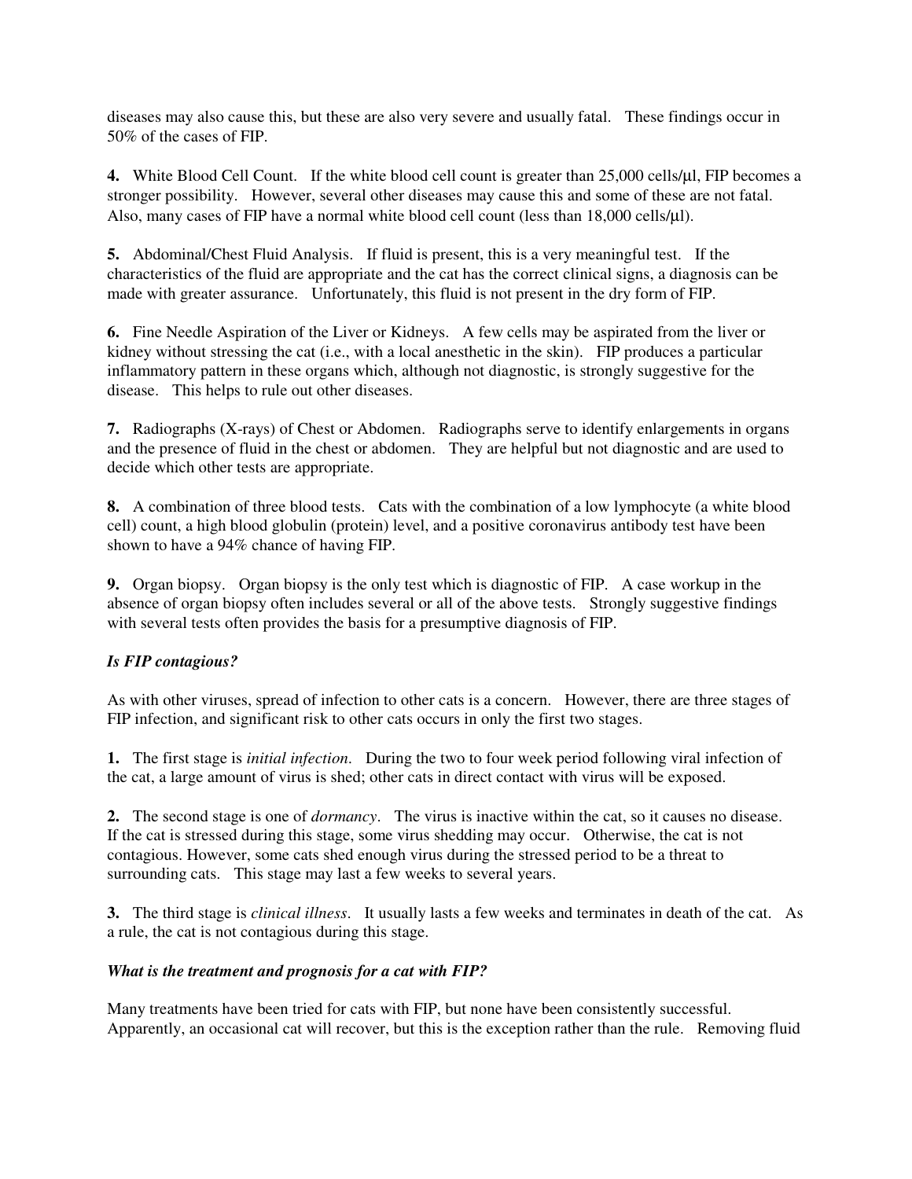diseases may also cause this, but these are also very severe and usually fatal. These findings occur in 50% of the cases of FIP.

**4.** White Blood Cell Count. If the white blood cell count is greater than 25,000 cells/μl, FIP becomes a stronger possibility. However, several other diseases may cause this and some of these are not fatal. Also, many cases of FIP have a normal white blood cell count (less than 18,000 cells/μl).

**5.** Abdominal/Chest Fluid Analysis. If fluid is present, this is a very meaningful test. If the characteristics of the fluid are appropriate and the cat has the correct clinical signs, a diagnosis can be made with greater assurance. Unfortunately, this fluid is not present in the dry form of FIP.

**6.** Fine Needle Aspiration of the Liver or Kidneys. A few cells may be aspirated from the liver or kidney without stressing the cat (i.e., with a local anesthetic in the skin). FIP produces a particular inflammatory pattern in these organs which, although not diagnostic, is strongly suggestive for the disease. This helps to rule out other diseases.

**7.** Radiographs (X-rays) of Chest or Abdomen. Radiographs serve to identify enlargements in organs and the presence of fluid in the chest or abdomen. They are helpful but not diagnostic and are used to decide which other tests are appropriate.

**8.** A combination of three blood tests. Cats with the combination of a low lymphocyte (a white blood cell) count, a high blood globulin (protein) level, and a positive coronavirus antibody test have been shown to have a 94% chance of having FIP.

**9.** Organ biopsy. Organ biopsy is the only test which is diagnostic of FIP. A case workup in the absence of organ biopsy often includes several or all of the above tests. Strongly suggestive findings with several tests often provides the basis for a presumptive diagnosis of FIP.

***Is FIP contagious?***

As with other viruses, spread of infection to other cats is a concern. However, there are three stages of FIP infection, and significant risk to other cats occurs in only the first two stages.

**1.** The first stage is *initial infection*. During the two to four week period following viral infection of the cat, a large amount of virus is shed; other cats in direct contact with virus will be exposed.

**2.** The second stage is one of *dormancy*. The virus is inactive within the cat, so it causes no disease. If the cat is stressed during this stage, some virus shedding may occur. Otherwise, the cat is not contagious. However, some cats shed enough virus during the stressed period to be a threat to surrounding cats. This stage may last a few weeks to several years.

**3.** The third stage is *clinical illness*. It usually lasts a few weeks and terminates in death of the cat. As a rule, the cat is not contagious during this stage.

***What is the treatment and prognosis for a cat with FIP?***

Many treatments have been tried for cats with FIP, but none have been consistently successful. Apparently, an occasional cat will recover, but this is the exception rather than the rule. Removing fluid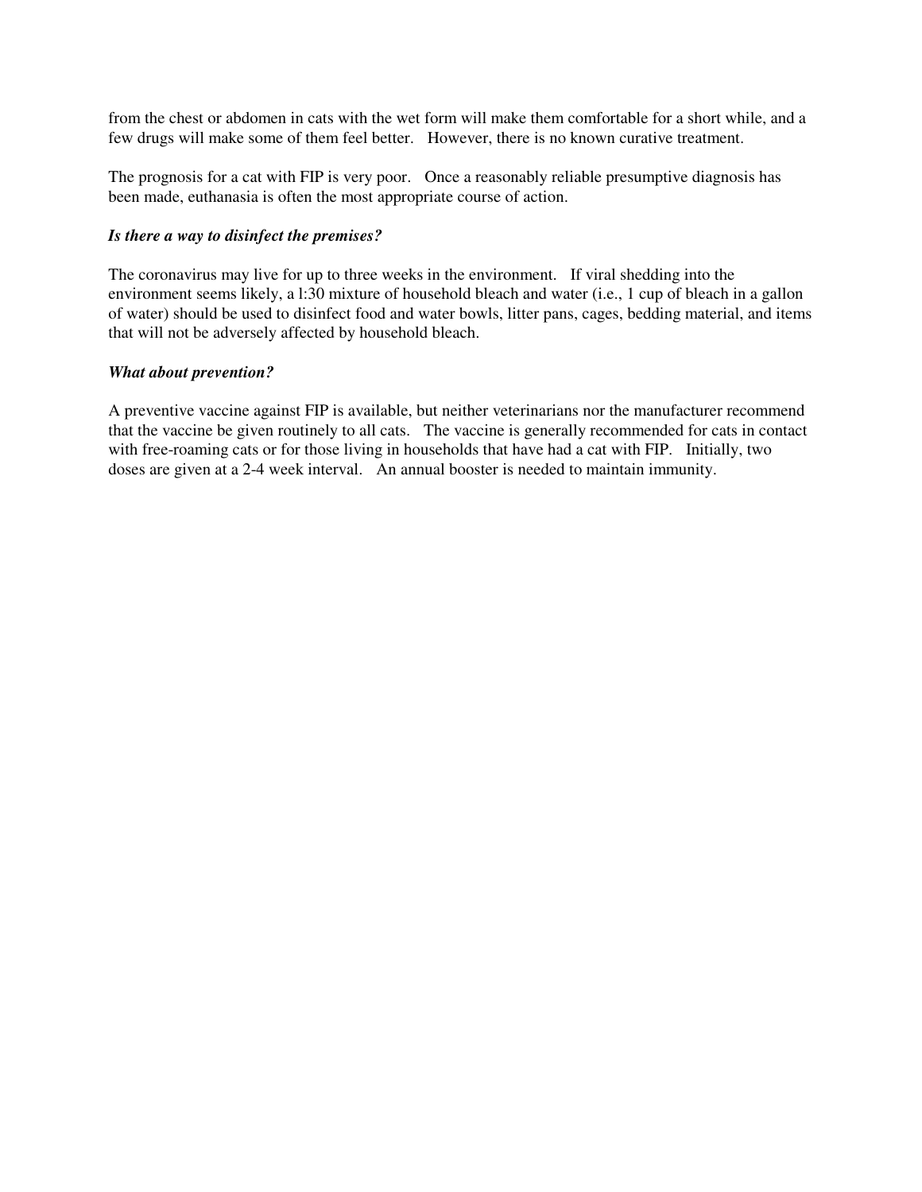from the chest or abdomen in cats with the wet form will make them comfortable for a short while, and a few drugs will make some of them feel better. However, there is no known curative treatment.

The prognosis for a cat with FIP is very poor. Once a reasonably reliable presumptive diagnosis has been made, euthanasia is often the most appropriate course of action.

***Is there a way to disinfect the premises?***

The coronavirus may live for up to three weeks in the environment. If viral shedding into the environment seems likely, a l:30 mixture of household bleach and water (i.e., 1 cup of bleach in a gallon of water) should be used to disinfect food and water bowls, litter pans, cages, bedding material, and items that will not be adversely affected by household bleach.

***What about prevention?***

A preventive vaccine against FIP is available, but neither veterinarians nor the manufacturer recommend that the vaccine be given routinely to all cats. The vaccine is generally recommended for cats in contact with free-roaming cats or for those living in households that have had a cat with FIP. Initially, two doses are given at a 2-4 week interval. An annual booster is needed to maintain immunity.